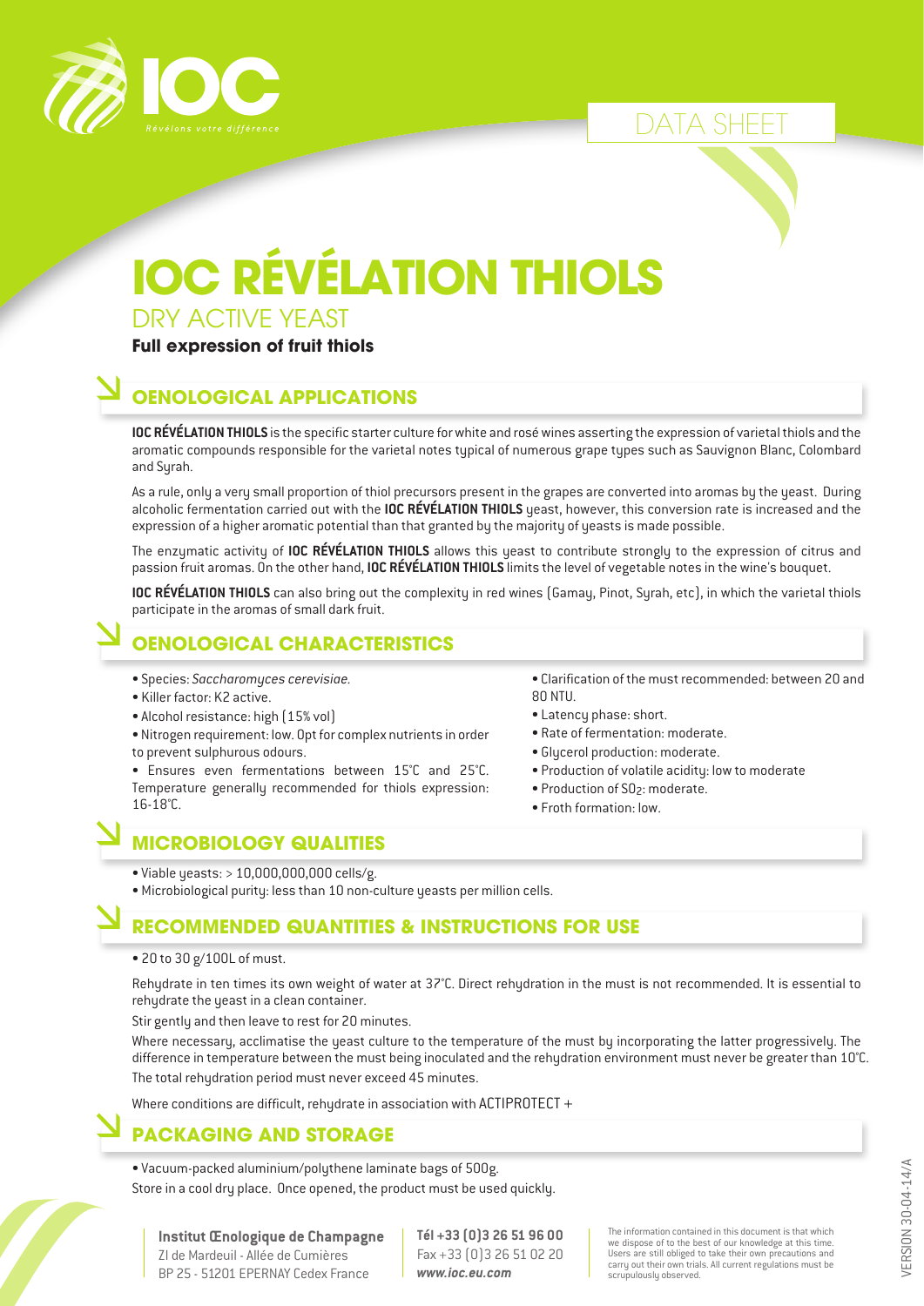DATA SHEET

# IOC RÉVÉLATION THIOLS

## DRY ACTIVE YEAST

**Full expression of fruit thiols**

## OENOLOGICAL APPLICATIONS

**IOC RÉVÉLATION THIOLS** is the specific starter culture for white and rosé wines asserting the expression of varietal thiols and the aromatic compounds responsible for the varietal notes typical of numerous grape types such as Sauvignon Blanc, Colombard and Syrah.

As a rule, only a very small proportion of thiol precursors present in the grapes are converted into aromas by the yeast. During alcoholic fermentation carried out with the **IOC RÉVÉLATION THIOLS** yeast, however, this conversion rate is increased and the expression of a higher aromatic potential than that granted by the majority of yeasts is made possible.

The enzymatic activity of **IOC RÉVÉLATION THIOLS** allows this yeast to contribute strongly to the expression of citrus and passion fruit aromas. On the other hand, **IOC RÉVÉLATION THIOLS** limits the level of vegetable notes in the wine's bouquet.

**IOC RÉVÉLATION THIOLS** can also bring out the complexity in red wines (Gamay, Pinot, Syrah, etc), in which the varietal thiols participate in the aromas of small dark fruit.

## OENOLOGICAL CHARACTERISTICS

- Species: *Saccharomyces cerevisiae.*
- Killer factor: K2 active.
- Alcohol resistance: high (15% vol)
- Nitrogen requirement: low. Opt for complex nutrients in order to prevent sulphurous odours.
- Ensures even fermentations between 15°C and 25°C. Temperature generally recommended for thiols expression: 16-18°C.
- Clarification of the must recommended: between 20 and 80 NTU.
- Latency phase: short.
- Rate of fermentation: moderate.
- Glycerol production: moderate.
- Production of volatile acidity: low to moderate
- Production of $SO_2$: moderate.
- Froth formation: low.

## MICROBIOLOGY QUALITIES

- Viable yeasts: > 10,000,000,000 cells/g.
- Microbiological purity: less than 10 non-culture yeasts per million cells.

## RECOMMENDED QUANTITIES & INSTRUCTIONS FOR USE

- 20 to 30 g/100L of must.

Rehydrate in ten times its own weight of water at 37°C. Direct rehydration in the must is not recommended. It is essential to rehydrate the yeast in a clean container.

Stir gently and then leave to rest for 20 minutes.

Where necessary, acclimatise the yeast culture to the temperature of the must by incorporating the latter progressively. The difference in temperature between the must being inoculated and the rehydration environment must never be greater than 10°C. The total rehydration period must never exceed 45 minutes.

Where conditions are difficult, rehydrate in association with ACTIPROTECT +

## PACKAGING AND STORAGE

- Vacuum-packed aluminium/polythene laminate bags of 500g.

Store in a cool dry place. Once opened, the product must be used quickly.

**Institut Œnologique de Champagne**
ZI de Mardeuil - Allée de Cumières
BP 25 - 51201 EPERNAY Cedex France

**Tél +33 (0)3 26 51 96 00**
Fax +33 (0)3 26 51 02 20
***www.ioc.eu.com***

The information contained in this document is that which we dispose of to the best of our knowledge at this time. Users are still obliged to take their own precautions and carry out their own trials. All current regulations must be scrupulously observed.

VERSION 30-04-14/A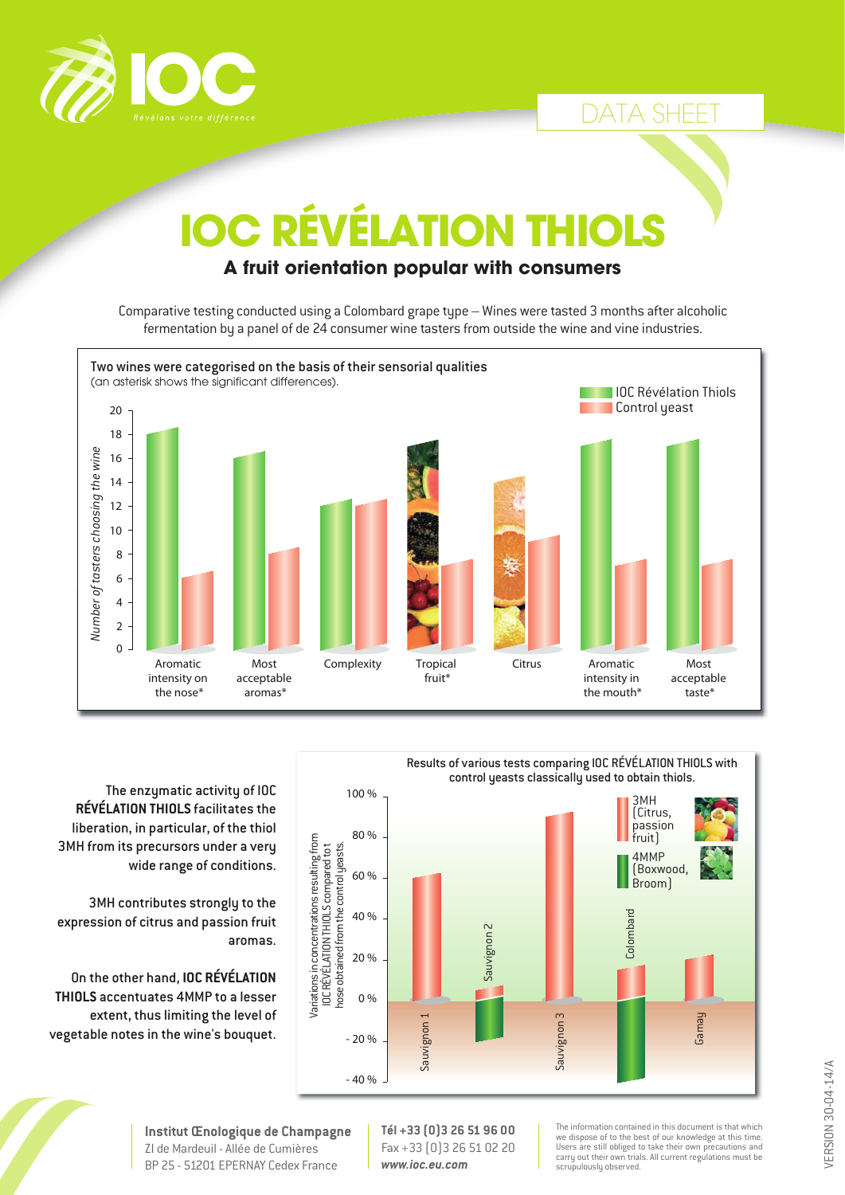DATA SHEET

# IOC RÉVÉLATION THIOLS

## A fruit orientation popular with consumers

Comparative testing conducted using a Colombard grape type – Wines were tasted 3 months after alcoholic fermentation by a panel of de 24 consumer wine tasters from outside the wine and vine industries.

Two wines were categorised on the basis of their sensorial qualities
(an asterisk shows the significant differences).

IOC Révélation Thiols
Control yeast

Number of tasters choosing the wine

0
2
4
6
8
10
12
14
16
18
20

Aromatic intensity on the nose*
Most acceptable aromas*
Complexity
Tropical fruit*
Citrus
Aromatic intensity in the mouth*
Most acceptable taste*

The enzymatic activity of IOC **RÉVÉLATION THIOLS** facilitates the liberation, in particular, of the thiol 3MH from its precursors under a very wide range of conditions.

3MH contributes strongly to the expression of citrus and passion fruit aromas.

On the other hand, **IOC RÉVÉLATION THIOLS** accentuates 4MMP to a lesser extent, thus limiting the level of vegetable notes in the wine's bouquet.

Results of various tests comparing IOC RÉVÉLATION THIOLS with control yeasts classically used to obtain thiols.

Variations in concentrations resulting from IOC RÉVÉLATION THIOLS compared to t hose obtained from the control yeasts.

100 %
80 %
60 %
40 %
20 %
0 %
- 20 %
- 40 %

3MH (Citrus, passion fruit)
4MMP (Boxwood, Broom)

Sauvignon 1
Sauvignon 2
Sauvignon 3
Colombard
Gamay

**Institut Œnologique de Champagne**
ZI de Mardeuil - Allée de Cumières
BP 25 - 51201 EPERNAY Cedex France

**Tél +33 (0)3 26 51 96 00**
Fax +33 (0)3 26 51 02 20
***www.ioc.eu.com***

The information contained in this document is that which we dispose of to the best of our knowledge at this time. Users are still obliged to take their own precautions and carry out their own trials. All current regulations must be scrupulously observed.

VERSION 30-04-14/A